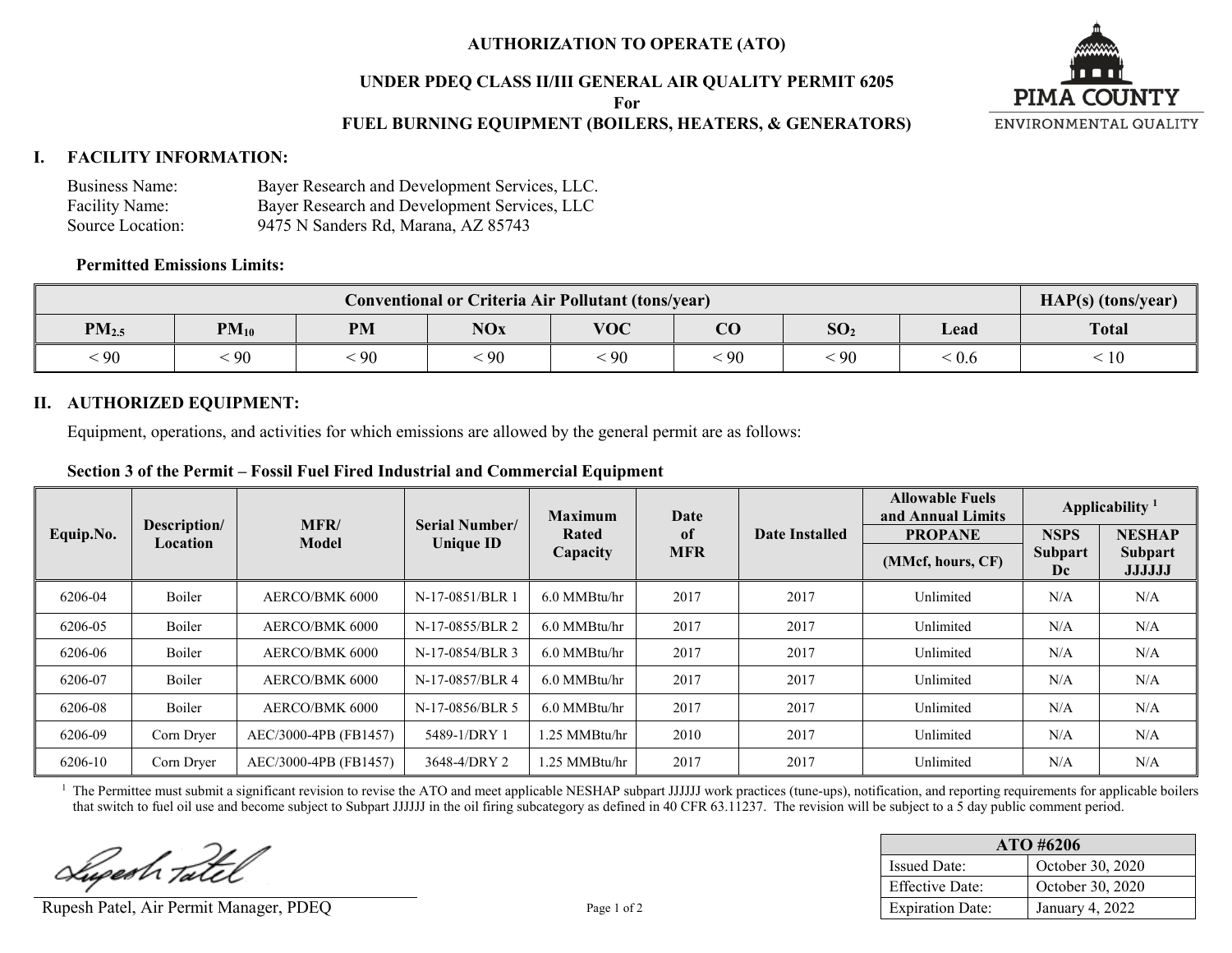# AUTHORIZATION TO OPERATE (ATO)

## UNDER PDEQ CLASS II/III GENERAL AIR QUALITY PERMIT 6205

**For**

**FUEL BURNING EQUIPMENT (BOILERS, HEATERS, & GENERATORS)**

PIMA COUNTY
ENVIRONMENTAL QUALITY

## I. FACILITY INFORMATION:

Business Name: Bayer Research and Development Services, LLC.
Facility Name: Bayer Research and Development Services, LLC
Source Location: 9475 N Sanders Rd, Marana, AZ 85743

**Permitted Emissions Limits:**

| Conventional or Criteria Air Pollutant (tons/year) | | | | | | | | HAP(s) (tons/year) |
|---|---|---|---|---|---|---|---|---|
| $PM_{2.5}$ | $PM_{10}$ | PM | NOx | VOC | CO | $SO_2$ | Lead | Total |
| < 90 | < 90 | < 90 | < 90 | < 90 | < 90 | < 90 | < 0.6 | < 10 |

## II. AUTHORIZED EQUIPMENT:

Equipment, operations, and activities for which emissions are allowed by the general permit are as follows:

**Section 3 of the Permit – Fossil Fuel Fired Industrial and Commercial Equipment**

| Equip.No. | Description/ Location | MFR/ Model | Serial Number/ Unique ID | Maximum Rated Capacity | Date of MFR | Date Installed | Allowable Fuels and Annual Limits | Applicability [1] | |
|---|---|---|---|---|---|---|---|---|---|
| | | | | | | | PROPANE (MMcf, hours, CF) | NSPS Subpart Dc | NESHAP Subpart JJJJJJ |
| 6206-04 | Boiler | AERCO/BMK 6000 | N-17-0851/BLR 1 | 6.0 MMBtu/hr | 2017 | 2017 | Unlimited | N/A | N/A |
| 6206-05 | Boiler | AERCO/BMK 6000 | N-17-0855/BLR 2 | 6.0 MMBtu/hr | 2017 | 2017 | Unlimited | N/A | N/A |
| 6206-06 | Boiler | AERCO/BMK 6000 | N-17-0854/BLR 3 | 6.0 MMBtu/hr | 2017 | 2017 | Unlimited | N/A | N/A |
| 6206-07 | Boiler | AERCO/BMK 6000 | N-17-0857/BLR 4 | 6.0 MMBtu/hr | 2017 | 2017 | Unlimited | N/A | N/A |
| 6206-08 | Boiler | AERCO/BMK 6000 | N-17-0856/BLR 5 | 6.0 MMBtu/hr | 2017 | 2017 | Unlimited | N/A | N/A |
| 6206-09 | Corn Dryer | AEC/3000-4PB (FB1457) | 5489-1/DRY 1 | 1.25 MMBtu/hr | 2010 | 2017 | Unlimited | N/A | N/A |
| 6206-10 | Corn Dryer | AEC/3000-4PB (FB1457) | 3648-4/DRY 2 | 1.25 MMBtu/hr | 2017 | 2017 | Unlimited | N/A | N/A |

[1] The Permittee must submit a significant revision to revise the ATO and meet applicable NESHAP subpart JJJJJJ work practices (tune-ups), notification, and reporting requirements for applicable boilers that switch to fuel oil use and become subject to Subpart JJJJJJ in the oil firing subcategory as defined in 40 CFR 63.11237. The revision will be subject to a 5 day public comment period.

Rupesh Patel, Air Permit Manager, PDEQ

| ATO #6206 | |
|---|---|
| Issued Date: | October 30, 2020 |
| Effective Date: | October 30, 2020 |
| Expiration Date: | January 4, 2022 |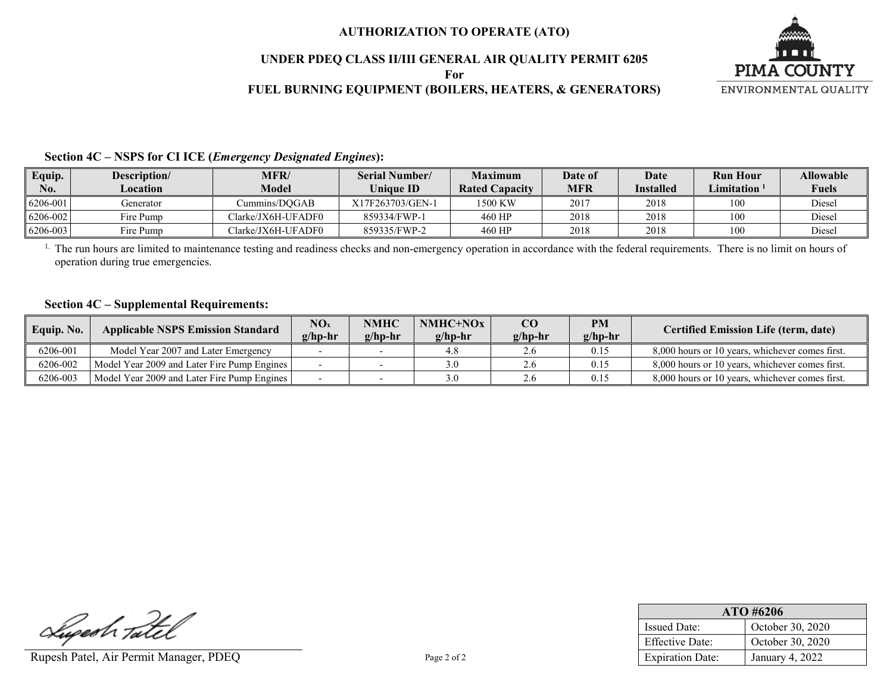**AUTHORIZATION TO OPERATE (ATO)**

**UNDER PDEQ CLASS II/III GENERAL AIR QUALITY PERMIT 6205**

**For**

**FUEL BURNING EQUIPMENT (BOILERS, HEATERS, & GENERATORS)**

PIMA COUNTY
ENVIRONMENTAL QUALITY

### Section 4C – NSPS for CI ICE (*Emergency Designated Engines*):

| Equip. No. | Description/ Location | MFR/ Model | Serial Number/ Unique ID | Maximum Rated Capacity | Date of MFR | Date Installed | Run Hour Limitation [1] | Allowable Fuels |
|---|---|---|---|---|---|---|---|---|
| 6206-001 | Generator | Cummins/DQGAB | X17F263703/GEN-1 | 1500 KW | 2017 | 2018 | 100 | Diesel |
| 6206-002 | Fire Pump | Clarke/JX6H-UFADF0 | 859334/FWP-1 | 460 HP | 2018 | 2018 | 100 | Diesel |
| 6206-003 | Fire Pump | Clarke/JX6H-UFADF0 | 859335/FWP-2 | 460 HP | 2018 | 2018 | 100 | Diesel |

[1] The run hours are limited to maintenance testing and readiness checks and non-emergency operation in accordance with the federal requirements. There is no limit on hours of operation during true emergencies.

### Section 4C – Supplemental Requirements:

| Equip. No. | Applicable NSPS Emission Standard | $NO_x$ g/hp-hr | NMHC g/hp-hr | NMHC+NOx g/hp-hr | CO g/hp-hr | PM g/hp-hr | Certified Emission Life (term, date) |
|---|---|---|---|---|---|---|---|
| 6206-001 | Model Year 2007 and Later Emergency | - | - | 4.8 | 2.6 | 0.15 | 8,000 hours or 10 years, whichever comes first. |
| 6206-002 | Model Year 2009 and Later Fire Pump Engines | - | - | 3.0 | 2.6 | 0.15 | 8,000 hours or 10 years, whichever comes first. |
| 6206-003 | Model Year 2009 and Later Fire Pump Engines | - | - | 3.0 | 2.6 | 0.15 | 8,000 hours or 10 years, whichever comes first. |

Rupesh Patel, Air Permit Manager, PDEQ

| ATO #6206 | |
|---|---|
| Issued Date: | October 30, 2020 |
| Effective Date: | October 30, 2020 |
| Expiration Date: | January 4, 2022 |